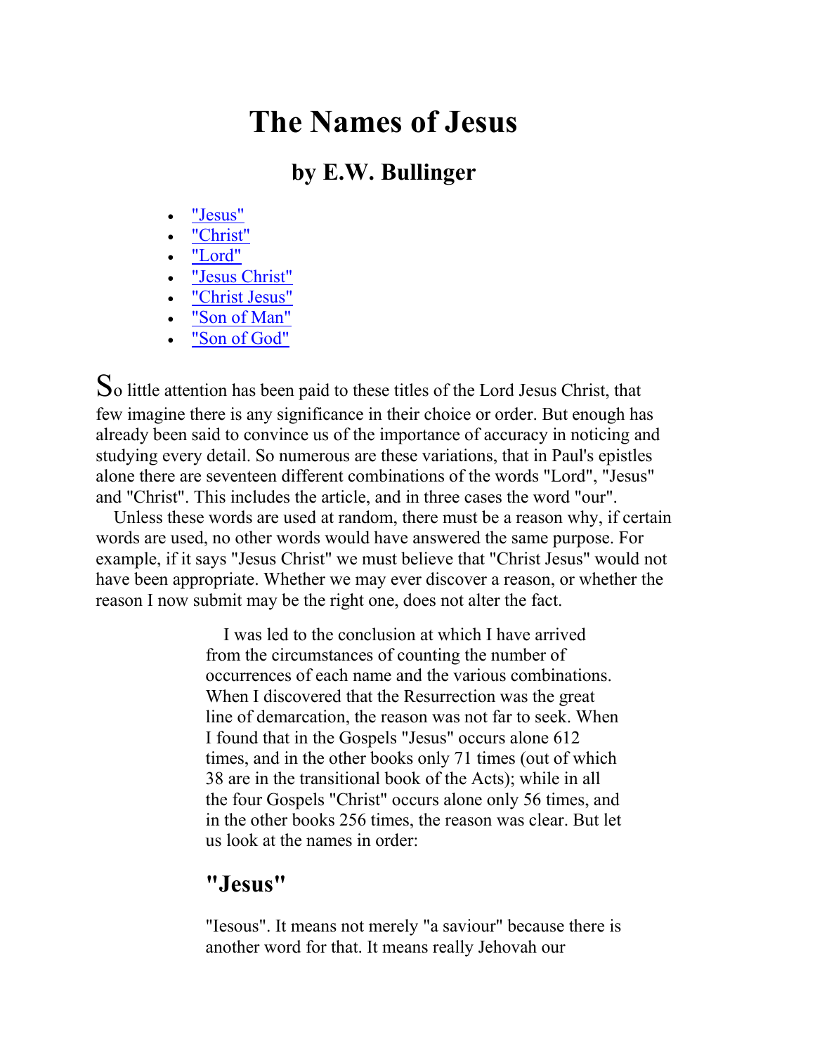# The Names of Jesus

## by E.W. Bullinger

- "Jesus"
- "Christ"
- "Lord"
- "Jesus Christ"
- "Christ Jesus"
- "Son of Man"
- "Son of God"

So little attention has been paid to these titles of the Lord Jesus Christ, that few imagine there is any significance in their choice or order. But enough has already been said to convince us of the importance of accuracy in noticing and studying every detail. So numerous are these variations, that in Paul's epistles alone there are seventeen different combinations of the words "Lord", "Jesus" and "Christ". This includes the article, and in three cases the word "our".

Unless these words are used at random, there must be a reason why, if certain words are used, no other words would have answered the same purpose. For example, if it says "Jesus Christ" we must believe that "Christ Jesus" would not have been appropriate. Whether we may ever discover a reason, or whether the reason I now submit may be the right one, does not alter the fact.

> I was led to the conclusion at which I have arrived from the circumstances of counting the number of occurrences of each name and the various combinations. When I discovered that the Resurrection was the great line of demarcation, the reason was not far to seek. When I found that in the Gospels "Jesus" occurs alone 612 times, and in the other books only 71 times (out of which 38 are in the transitional book of the Acts); while in all the four Gospels "Christ" occurs alone only 56 times, and in the other books 256 times, the reason was clear. But let us look at the names in order:

## "Jesus"

"Iesous". It means not merely "a saviour" because there is another word for that. It means really Jehovah our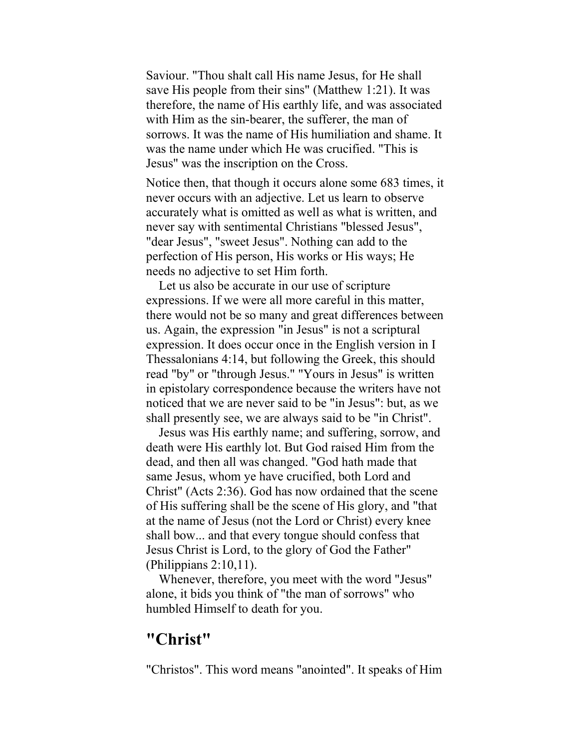Saviour. "Thou shalt call His name Jesus, for He shall save His people from their sins" (Matthew 1:21). It was therefore, the name of His earthly life, and was associated with Him as the sin-bearer, the sufferer, the man of sorrows. It was the name of His humiliation and shame. It was the name under which He was crucified. "This is Jesus" was the inscription on the Cross.

Notice then, that though it occurs alone some 683 times, it never occurs with an adjective. Let us learn to observe accurately what is omitted as well as what is written, and never say with sentimental Christians "blessed Jesus", "dear Jesus", "sweet Jesus". Nothing can add to the perfection of His person, His works or His ways; He needs no adjective to set Him forth.

Let us also be accurate in our use of scripture expressions. If we were all more careful in this matter, there would not be so many and great differences between us. Again, the expression "in Jesus" is not a scriptural expression. It does occur once in the English version in I Thessalonians 4:14, but following the Greek, this should read "by" or "through Jesus." "Yours in Jesus" is written in epistolary correspondence because the writers have not noticed that we are never said to be "in Jesus": but, as we shall presently see, we are always said to be "in Christ".

Jesus was His earthly name; and suffering, sorrow, and death were His earthly lot. But God raised Him from the dead, and then all was changed. "God hath made that same Jesus, whom ye have crucified, both Lord and Christ" (Acts 2:36). God has now ordained that the scene of His suffering shall be the scene of His glory, and "that at the name of Jesus (not the Lord or Christ) every knee shall bow... and that every tongue should confess that Jesus Christ is Lord, to the glory of God the Father" (Philippians 2:10,11).

Whenever, therefore, you meet with the word "Jesus" alone, it bids you think of "the man of sorrows" who humbled Himself to death for you.

## "Christ"

"Christos". This word means "anointed". It speaks of Him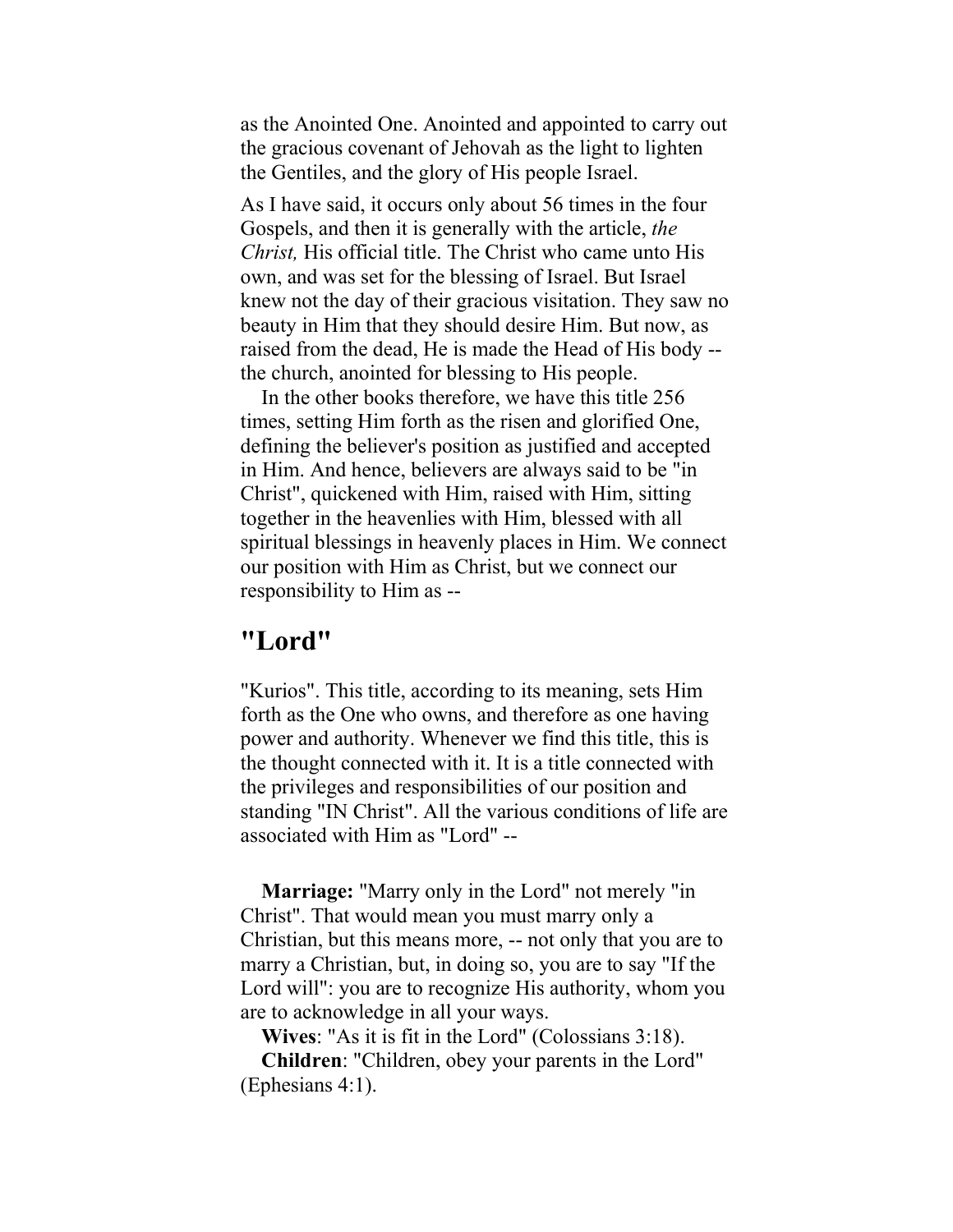as the Anointed One. Anointed and appointed to carry out the gracious covenant of Jehovah as the light to lighten the Gentiles, and the glory of His people Israel.

As I have said, it occurs only about 56 times in the four Gospels, and then it is generally with the article, *the Christ,* His official title. The Christ who came unto His own, and was set for the blessing of Israel. But Israel knew not the day of their gracious visitation. They saw no beauty in Him that they should desire Him. But now, as raised from the dead, He is made the Head of His body -- the church, anointed for blessing to His people.

In the other books therefore, we have this title 256 times, setting Him forth as the risen and glorified One, defining the believer's position as justified and accepted in Him. And hence, believers are always said to be "in Christ", quickened with Him, raised with Him, sitting together in the heavenlies with Him, blessed with all spiritual blessings in heavenly places in Him. We connect our position with Him as Christ, but we connect our responsibility to Him as --

## "Lord"

"Kurios". This title, according to its meaning, sets Him forth as the One who owns, and therefore as one having power and authority. Whenever we find this title, this is the thought connected with it. It is a title connected with the privileges and responsibilities of our position and standing "IN Christ". All the various conditions of life are associated with Him as "Lord" --

**Marriage:** "Marry only in the Lord" not merely "in Christ". That would mean you must marry only a Christian, but this means more, -- not only that you are to marry a Christian, but, in doing so, you are to say "If the Lord will": you are to recognize His authority, whom you are to acknowledge in all your ways.

**Wives**: "As it is fit in the Lord" (Colossians 3:18).

**Children**: "Children, obey your parents in the Lord" (Ephesians 4:1).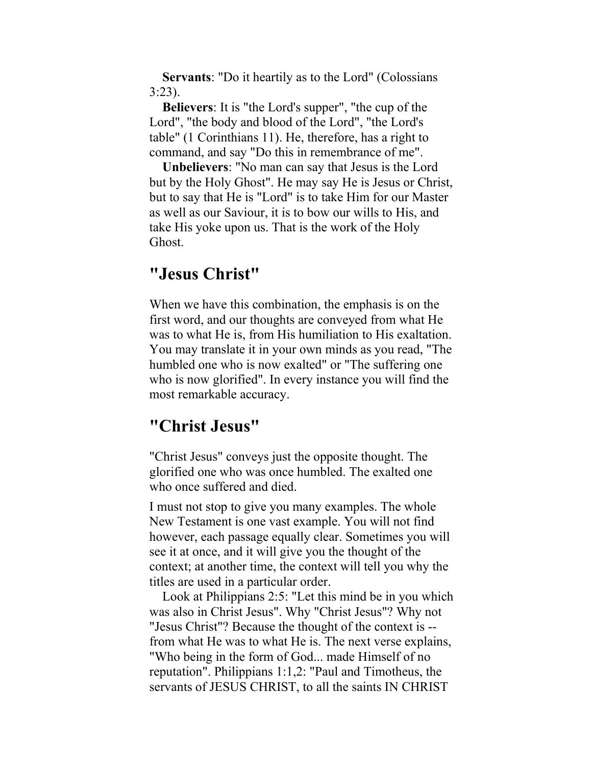**Servants**: "Do it heartily as to the Lord" (Colossians 3:23).

**Believers**: It is "the Lord's supper", "the cup of the Lord", "the body and blood of the Lord", "the Lord's table" (1 Corinthians 11). He, therefore, has a right to command, and say "Do this in remembrance of me".

**Unbelievers**: "No man can say that Jesus is the Lord but by the Holy Ghost". He may say He is Jesus or Christ, but to say that He is "Lord" is to take Him for our Master as well as our Saviour, it is to bow our wills to His, and take His yoke upon us. That is the work of the Holy Ghost.

## "Jesus Christ"

When we have this combination, the emphasis is on the first word, and our thoughts are conveyed from what He was to what He is, from His humiliation to His exaltation. You may translate it in your own minds as you read, "The humbled one who is now exalted" or "The suffering one who is now glorified". In every instance you will find the most remarkable accuracy.

## "Christ Jesus"

"Christ Jesus" conveys just the opposite thought. The glorified one who was once humbled. The exalted one who once suffered and died.

I must not stop to give you many examples. The whole New Testament is one vast example. You will not find however, each passage equally clear. Sometimes you will see it at once, and it will give you the thought of the context; at another time, the context will tell you why the titles are used in a particular order.

Look at Philippians 2:5: "Let this mind be in you which was also in Christ Jesus". Why "Christ Jesus"? Why not "Jesus Christ"? Because the thought of the context is -- from what He was to what He is. The next verse explains, "Who being in the form of God... made Himself of no reputation". Philippians 1:1,2: "Paul and Timotheus, the servants of JESUS CHRIST, to all the saints IN CHRIST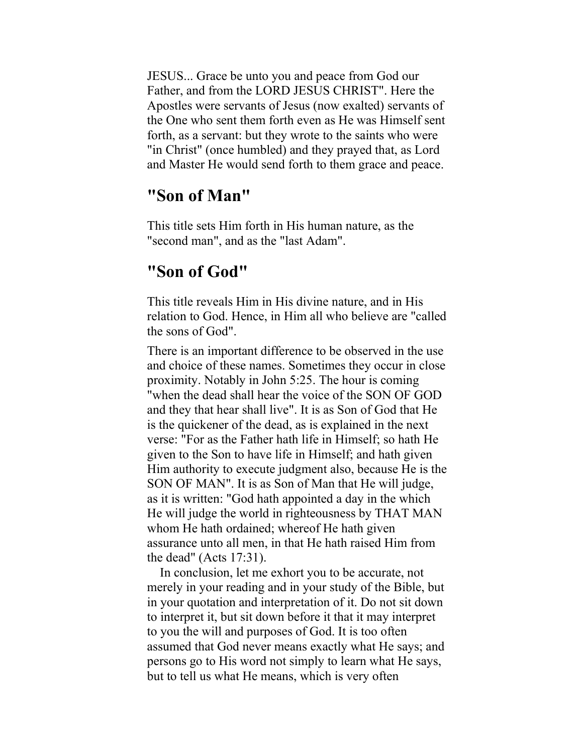JESUS... Grace be unto you and peace from God our Father, and from the LORD JESUS CHRIST". Here the Apostles were servants of Jesus (now exalted) servants of the One who sent them forth even as He was Himself sent forth, as a servant: but they wrote to the saints who were "in Christ" (once humbled) and they prayed that, as Lord and Master He would send forth to them grace and peace.

## "Son of Man"

This title sets Him forth in His human nature, as the "second man", and as the "last Adam".

## "Son of God"

This title reveals Him in His divine nature, and in His relation to God. Hence, in Him all who believe are "called the sons of God".

There is an important difference to be observed in the use and choice of these names. Sometimes they occur in close proximity. Notably in John 5:25. The hour is coming "when the dead shall hear the voice of the SON OF GOD and they that hear shall live". It is as Son of God that He is the quickener of the dead, as is explained in the next verse: "For as the Father hath life in Himself; so hath He given to the Son to have life in Himself; and hath given Him authority to execute judgment also, because He is the SON OF MAN". It is as Son of Man that He will judge, as it is written: "God hath appointed a day in the which He will judge the world in righteousness by THAT MAN whom He hath ordained; whereof He hath given assurance unto all men, in that He hath raised Him from the dead" (Acts 17:31).

In conclusion, let me exhort you to be accurate, not merely in your reading and in your study of the Bible, but in your quotation and interpretation of it. Do not sit down to interpret it, but sit down before it that it may interpret to you the will and purposes of God. It is too often assumed that God never means exactly what He says; and persons go to His word not simply to learn what He says, but to tell us what He means, which is very often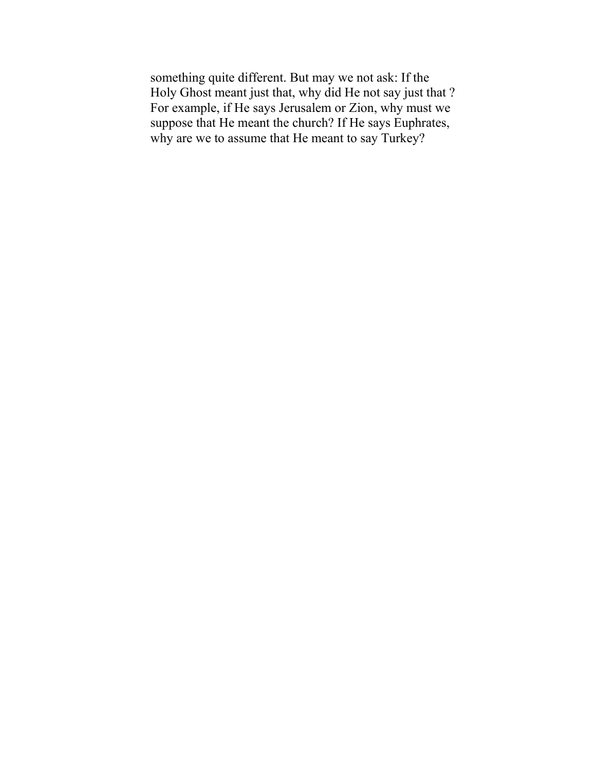something quite different. But may we not ask: If the Holy Ghost meant just that, why did He not say just that ? For example, if He says Jerusalem or Zion, why must we suppose that He meant the church? If He says Euphrates, why are we to assume that He meant to say Turkey?